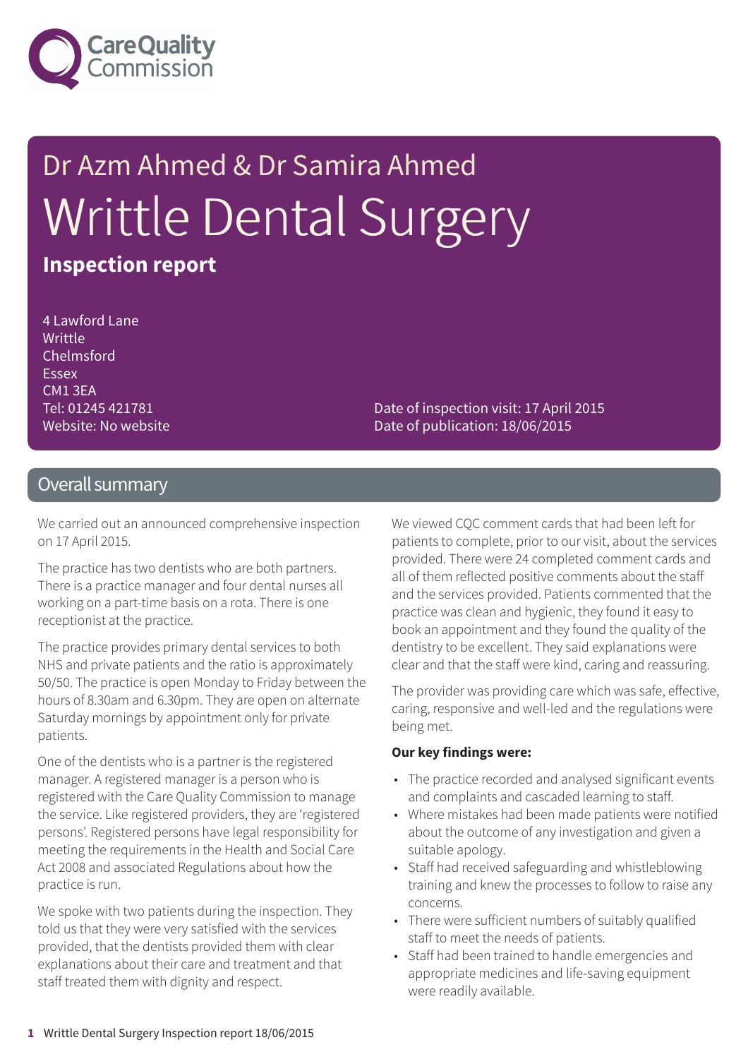Care Quality Commission

# Dr Azm Ahmed & Dr Samira Ahmed

# Writtle Dental Surgery

**Inspection report**

4 Lawford Lane
Writtle
Chelmsford
Essex
CM1 3EA
Tel: 01245 421781
Website: No website

Date of inspection visit: 17 April 2015
Date of publication: 18/06/2015

## Overall summary

We carried out an announced comprehensive inspection on 17 April 2015.

The practice has two dentists who are both partners. There is a practice manager and four dental nurses all working on a part-time basis on a rota. There is one receptionist at the practice.

The practice provides primary dental services to both NHS and private patients and the ratio is approximately 50/50. The practice is open Monday to Friday between the hours of 8.30am and 6.30pm. They are open on alternate Saturday mornings by appointment only for private patients.

One of the dentists who is a partner is the registered manager. A registered manager is a person who is registered with the Care Quality Commission to manage the service. Like registered providers, they are 'registered persons'. Registered persons have legal responsibility for meeting the requirements in the Health and Social Care Act 2008 and associated Regulations about how the practice is run.

We spoke with two patients during the inspection. They told us that they were very satisfied with the services provided, that the dentists provided them with clear explanations about their care and treatment and that staff treated them with dignity and respect.

We viewed CQC comment cards that had been left for patients to complete, prior to our visit, about the services provided. There were 24 completed comment cards and all of them reflected positive comments about the staff and the services provided. Patients commented that the practice was clean and hygienic, they found it easy to book an appointment and they found the quality of the dentistry to be excellent. They said explanations were clear and that the staff were kind, caring and reassuring.

The provider was providing care which was safe, effective, caring, responsive and well-led and the regulations were being met.

**Our key findings were:**

- The practice recorded and analysed significant events and complaints and cascaded learning to staff.
- Where mistakes had been made patients were notified about the outcome of any investigation and given a suitable apology.
- Staff had received safeguarding and whistleblowing training and knew the processes to follow to raise any concerns.
- There were sufficient numbers of suitably qualified staff to meet the needs of patients.
- Staff had been trained to handle emergencies and appropriate medicines and life-saving equipment were readily available.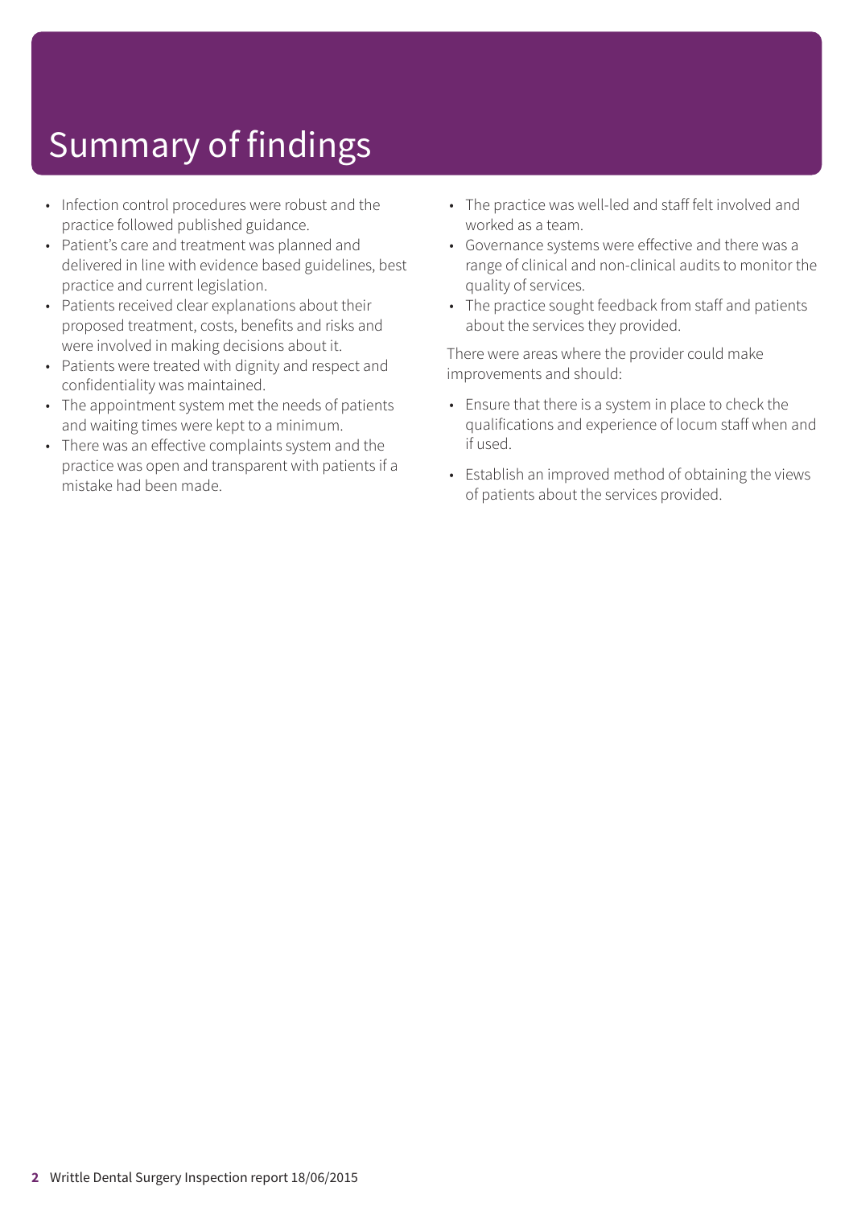# Summary of findings

- Infection control procedures were robust and the practice followed published guidance.
- Patient's care and treatment was planned and delivered in line with evidence based guidelines, best practice and current legislation.
- Patients received clear explanations about their proposed treatment, costs, benefits and risks and were involved in making decisions about it.
- Patients were treated with dignity and respect and confidentiality was maintained.
- The appointment system met the needs of patients and waiting times were kept to a minimum.
- There was an effective complaints system and the practice was open and transparent with patients if a mistake had been made.
- The practice was well-led and staff felt involved and worked as a team.
- Governance systems were effective and there was a range of clinical and non-clinical audits to monitor the quality of services.
- The practice sought feedback from staff and patients about the services they provided.

There were areas where the provider could make improvements and should:

- Ensure that there is a system in place to check the qualifications and experience of locum staff when and if used.
- Establish an improved method of obtaining the views of patients about the services provided.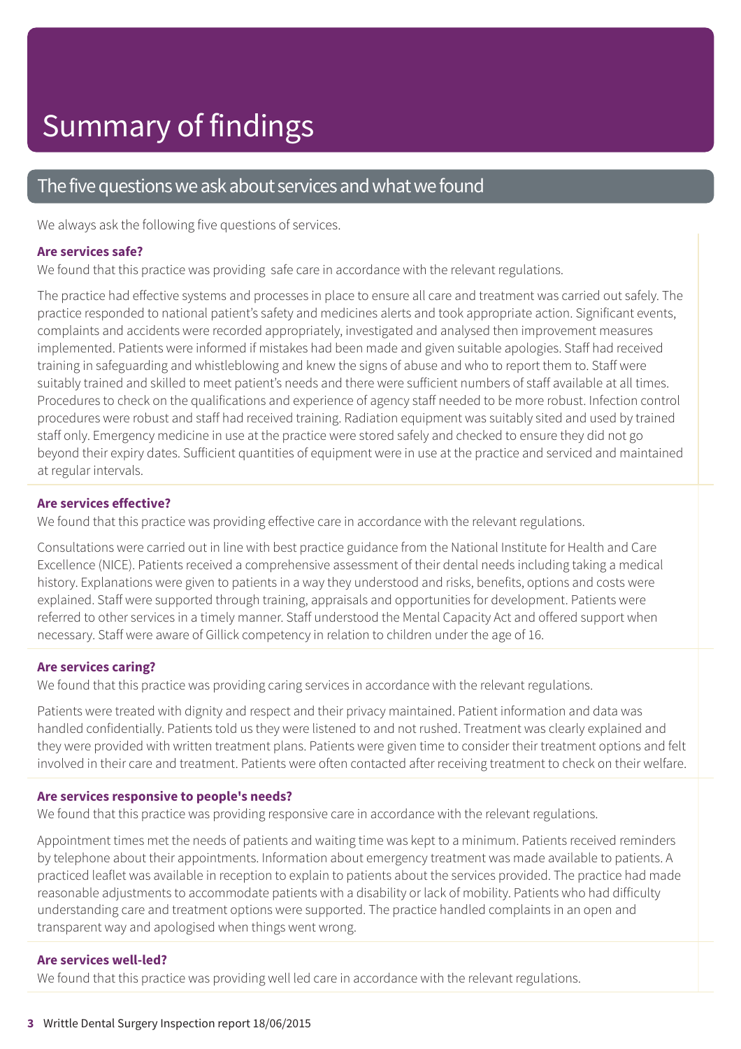# Summary of findings

## The five questions we ask about services and what we found

We always ask the following five questions of services.

### Are services safe?

We found that this practice was providing safe care in accordance with the relevant regulations.

The practice had effective systems and processes in place to ensure all care and treatment was carried out safely. The practice responded to national patient's safety and medicines alerts and took appropriate action. Significant events, complaints and accidents were recorded appropriately, investigated and analysed then improvement measures implemented. Patients were informed if mistakes had been made and given suitable apologies. Staff had received training in safeguarding and whistleblowing and knew the signs of abuse and who to report them to. Staff were suitably trained and skilled to meet patient's needs and there were sufficient numbers of staff available at all times. Procedures to check on the qualifications and experience of agency staff needed to be more robust. Infection control procedures were robust and staff had received training. Radiation equipment was suitably sited and used by trained staff only. Emergency medicine in use at the practice were stored safely and checked to ensure they did not go beyond their expiry dates. Sufficient quantities of equipment were in use at the practice and serviced and maintained at regular intervals.

### Are services effective?

We found that this practice was providing effective care in accordance with the relevant regulations.

Consultations were carried out in line with best practice guidance from the National Institute for Health and Care Excellence (NICE). Patients received a comprehensive assessment of their dental needs including taking a medical history. Explanations were given to patients in a way they understood and risks, benefits, options and costs were explained. Staff were supported through training, appraisals and opportunities for development. Patients were referred to other services in a timely manner. Staff understood the Mental Capacity Act and offered support when necessary. Staff were aware of Gillick competency in relation to children under the age of 16.

### Are services caring?

We found that this practice was providing caring services in accordance with the relevant regulations.

Patients were treated with dignity and respect and their privacy maintained. Patient information and data was handled confidentially. Patients told us they were listened to and not rushed. Treatment was clearly explained and they were provided with written treatment plans. Patients were given time to consider their treatment options and felt involved in their care and treatment. Patients were often contacted after receiving treatment to check on their welfare.

### Are services responsive to people's needs?

We found that this practice was providing responsive care in accordance with the relevant regulations.

Appointment times met the needs of patients and waiting time was kept to a minimum. Patients received reminders by telephone about their appointments. Information about emergency treatment was made available to patients. A practiced leaflet was available in reception to explain to patients about the services provided. The practice had made reasonable adjustments to accommodate patients with a disability or lack of mobility. Patients who had difficulty understanding care and treatment options were supported. The practice handled complaints in an open and transparent way and apologised when things went wrong.

### Are services well-led?

We found that this practice was providing well led care in accordance with the relevant regulations.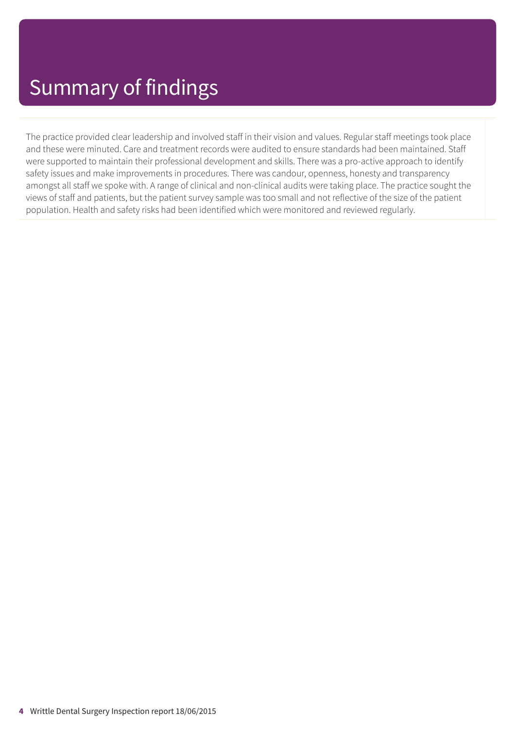# Summary of findings

The practice provided clear leadership and involved staff in their vision and values. Regular staff meetings took place and these were minuted. Care and treatment records were audited to ensure standards had been maintained. Staff were supported to maintain their professional development and skills. There was a pro-active approach to identify safety issues and make improvements in procedures. There was candour, openness, honesty and transparency amongst all staff we spoke with. A range of clinical and non-clinical audits were taking place. The practice sought the views of staff and patients, but the patient survey sample was too small and not reflective of the size of the patient population. Health and safety risks had been identified which were monitored and reviewed regularly.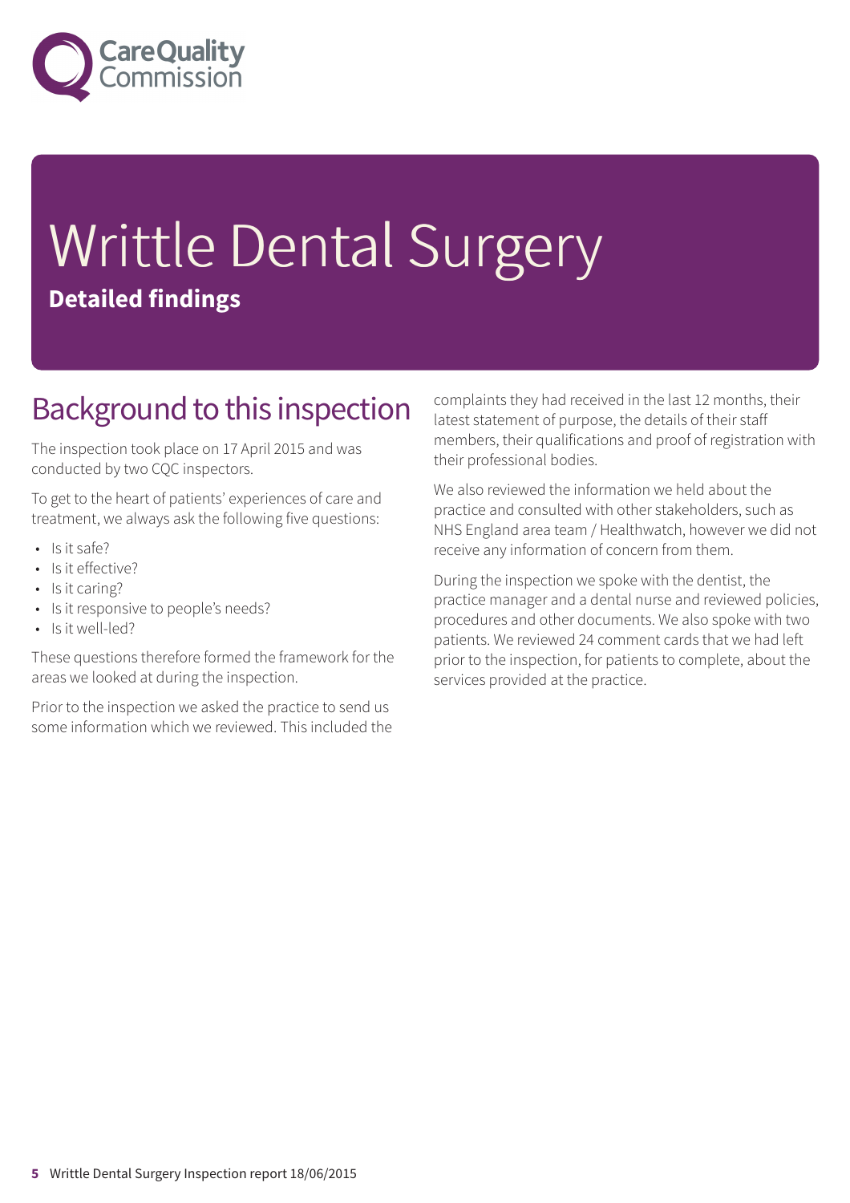# Writtle Dental Surgery

**Detailed findings**

## Background to this inspection

The inspection took place on 17 April 2015 and was conducted by two CQC inspectors.

To get to the heart of patients' experiences of care and treatment, we always ask the following five questions:

- Is it safe?
- Is it effective?
- Is it caring?
- Is it responsive to people's needs?
- Is it well-led?

These questions therefore formed the framework for the areas we looked at during the inspection.

Prior to the inspection we asked the practice to send us some information which we reviewed. This included the complaints they had received in the last 12 months, their latest statement of purpose, the details of their staff members, their qualifications and proof of registration with their professional bodies.

We also reviewed the information we held about the practice and consulted with other stakeholders, such as NHS England area team / Healthwatch, however we did not receive any information of concern from them.

During the inspection we spoke with the dentist, the practice manager and a dental nurse and reviewed policies, procedures and other documents. We also spoke with two patients. We reviewed 24 comment cards that we had left prior to the inspection, for patients to complete, about the services provided at the practice.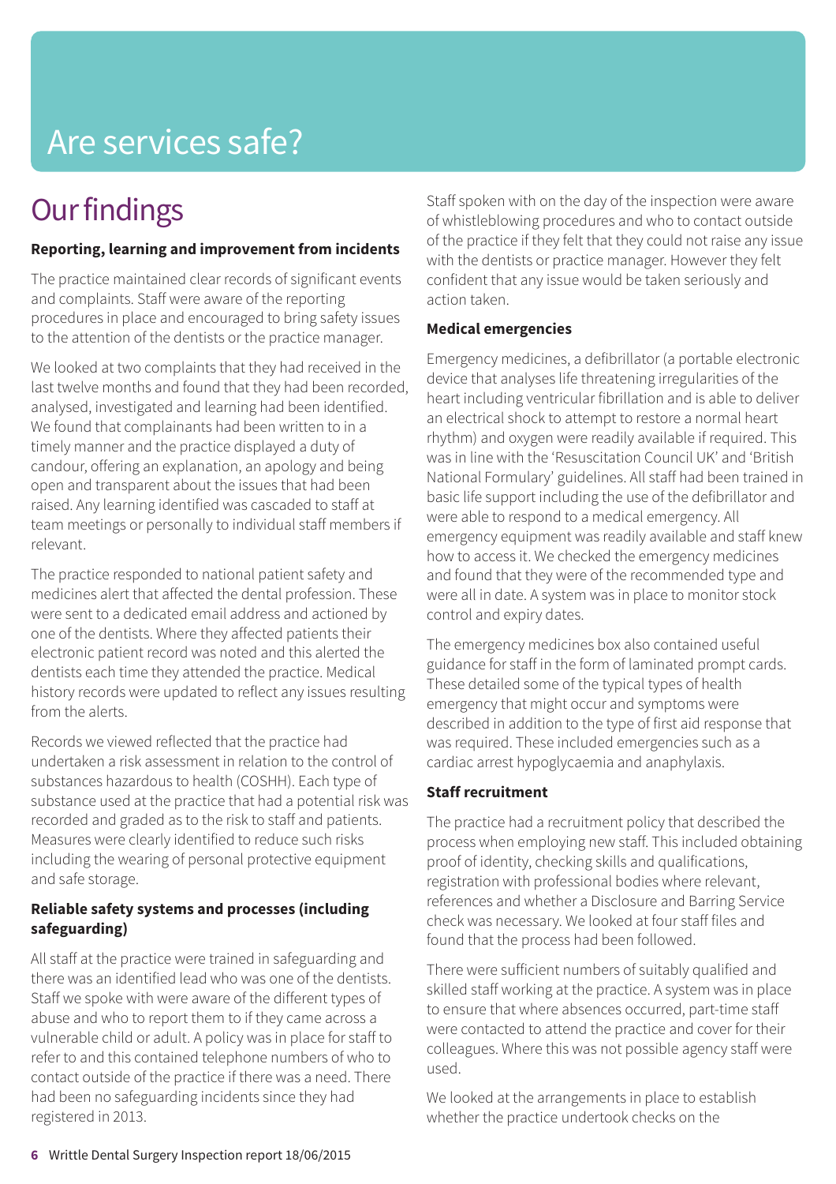# Are services safe?

## Our findings

**Reporting, learning and improvement from incidents**

The practice maintained clear records of significant events and complaints. Staff were aware of the reporting procedures in place and encouraged to bring safety issues to the attention of the dentists or the practice manager.

We looked at two complaints that they had received in the last twelve months and found that they had been recorded, analysed, investigated and learning had been identified. We found that complainants had been written to in a timely manner and the practice displayed a duty of candour, offering an explanation, an apology and being open and transparent about the issues that had been raised. Any learning identified was cascaded to staff at team meetings or personally to individual staff members if relevant.

The practice responded to national patient safety and medicines alert that affected the dental profession. These were sent to a dedicated email address and actioned by one of the dentists. Where they affected patients their electronic patient record was noted and this alerted the dentists each time they attended the practice. Medical history records were updated to reflect any issues resulting from the alerts.

Records we viewed reflected that the practice had undertaken a risk assessment in relation to the control of substances hazardous to health (COSHH). Each type of substance used at the practice that had a potential risk was recorded and graded as to the risk to staff and patients. Measures were clearly identified to reduce such risks including the wearing of personal protective equipment and safe storage.

**Reliable safety systems and processes (including safeguarding)**

All staff at the practice were trained in safeguarding and there was an identified lead who was one of the dentists. Staff we spoke with were aware of the different types of abuse and who to report them to if they came across a vulnerable child or adult. A policy was in place for staff to refer to and this contained telephone numbers of who to contact outside of the practice if there was a need. There had been no safeguarding incidents since they had registered in 2013.

Staff spoken with on the day of the inspection were aware of whistleblowing procedures and who to contact outside of the practice if they felt that they could not raise any issue with the dentists or practice manager. However they felt confident that any issue would be taken seriously and action taken.

**Medical emergencies**

Emergency medicines, a defibrillator (a portable electronic device that analyses life threatening irregularities of the heart including ventricular fibrillation and is able to deliver an electrical shock to attempt to restore a normal heart rhythm) and oxygen were readily available if required. This was in line with the 'Resuscitation Council UK' and 'British National Formulary' guidelines. All staff had been trained in basic life support including the use of the defibrillator and were able to respond to a medical emergency. All emergency equipment was readily available and staff knew how to access it. We checked the emergency medicines and found that they were of the recommended type and were all in date. A system was in place to monitor stock control and expiry dates.

The emergency medicines box also contained useful guidance for staff in the form of laminated prompt cards. These detailed some of the typical types of health emergency that might occur and symptoms were described in addition to the type of first aid response that was required. These included emergencies such as a cardiac arrest hypoglycaemia and anaphylaxis.

**Staff recruitment**

The practice had a recruitment policy that described the process when employing new staff. This included obtaining proof of identity, checking skills and qualifications, registration with professional bodies where relevant, references and whether a Disclosure and Barring Service check was necessary. We looked at four staff files and found that the process had been followed.

There were sufficient numbers of suitably qualified and skilled staff working at the practice. A system was in place to ensure that where absences occurred, part-time staff were contacted to attend the practice and cover for their colleagues. Where this was not possible agency staff were used.

We looked at the arrangements in place to establish whether the practice undertook checks on the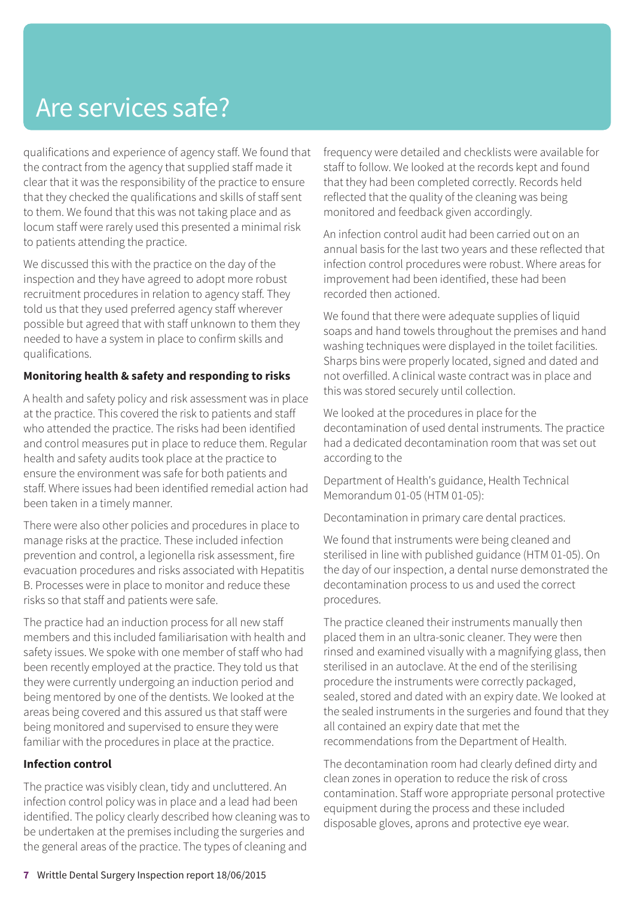# Are services safe?

qualifications and experience of agency staff. We found that the contract from the agency that supplied staff made it clear that it was the responsibility of the practice to ensure that they checked the qualifications and skills of staff sent to them. We found that this was not taking place and as locum staff were rarely used this presented a minimal risk to patients attending the practice.

We discussed this with the practice on the day of the inspection and they have agreed to adopt more robust recruitment procedures in relation to agency staff. They told us that they used preferred agency staff wherever possible but agreed that with staff unknown to them they needed to have a system in place to confirm skills and qualifications.

**Monitoring health & safety and responding to risks**

A health and safety policy and risk assessment was in place at the practice. This covered the risk to patients and staff who attended the practice. The risks had been identified and control measures put in place to reduce them. Regular health and safety audits took place at the practice to ensure the environment was safe for both patients and staff. Where issues had been identified remedial action had been taken in a timely manner.

There were also other policies and procedures in place to manage risks at the practice. These included infection prevention and control, a legionella risk assessment, fire evacuation procedures and risks associated with Hepatitis B. Processes were in place to monitor and reduce these risks so that staff and patients were safe.

The practice had an induction process for all new staff members and this included familiarisation with health and safety issues. We spoke with one member of staff who had been recently employed at the practice. They told us that they were currently undergoing an induction period and being mentored by one of the dentists. We looked at the areas being covered and this assured us that staff were being monitored and supervised to ensure they were familiar with the procedures in place at the practice.

**Infection control**

The practice was visibly clean, tidy and uncluttered. An infection control policy was in place and a lead had been identified. The policy clearly described how cleaning was to be undertaken at the premises including the surgeries and the general areas of the practice. The types of cleaning and frequency were detailed and checklists were available for staff to follow. We looked at the records kept and found that they had been completed correctly. Records held reflected that the quality of the cleaning was being monitored and feedback given accordingly.

An infection control audit had been carried out on an annual basis for the last two years and these reflected that infection control procedures were robust. Where areas for improvement had been identified, these had been recorded then actioned.

We found that there were adequate supplies of liquid soaps and hand towels throughout the premises and hand washing techniques were displayed in the toilet facilities. Sharps bins were properly located, signed and dated and not overfilled. A clinical waste contract was in place and this was stored securely until collection.

We looked at the procedures in place for the decontamination of used dental instruments. The practice had a dedicated decontamination room that was set out according to the

Department of Health's guidance, Health Technical Memorandum 01-05 (HTM 01-05):

Decontamination in primary care dental practices.

We found that instruments were being cleaned and sterilised in line with published guidance (HTM 01-05). On the day of our inspection, a dental nurse demonstrated the decontamination process to us and used the correct procedures.

The practice cleaned their instruments manually then placed them in an ultra-sonic cleaner. They were then rinsed and examined visually with a magnifying glass, then sterilised in an autoclave. At the end of the sterilising procedure the instruments were correctly packaged, sealed, stored and dated with an expiry date. We looked at the sealed instruments in the surgeries and found that they all contained an expiry date that met the recommendations from the Department of Health.

The decontamination room had clearly defined dirty and clean zones in operation to reduce the risk of cross contamination. Staff wore appropriate personal protective equipment during the process and these included disposable gloves, aprons and protective eye wear.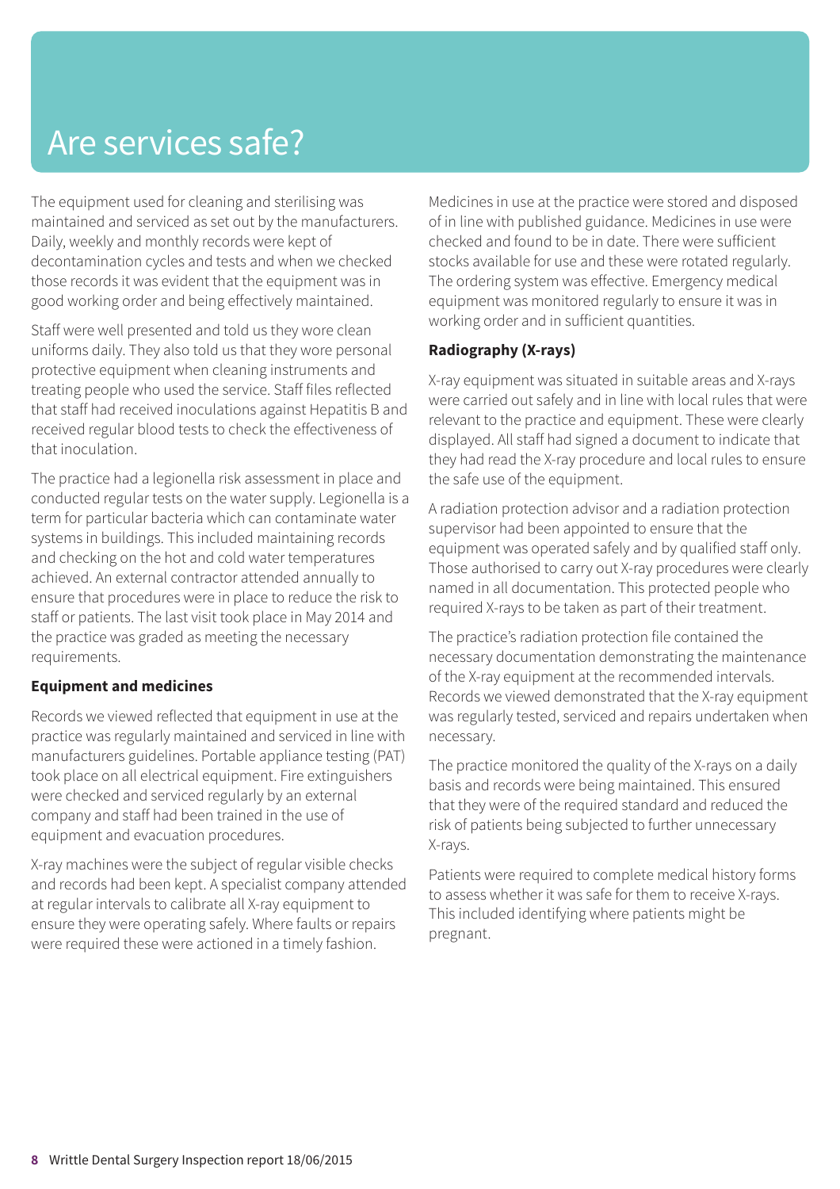# Are services safe?

The equipment used for cleaning and sterilising was maintained and serviced as set out by the manufacturers. Daily, weekly and monthly records were kept of decontamination cycles and tests and when we checked those records it was evident that the equipment was in good working order and being effectively maintained.

Staff were well presented and told us they wore clean uniforms daily. They also told us that they wore personal protective equipment when cleaning instruments and treating people who used the service. Staff files reflected that staff had received inoculations against Hepatitis B and received regular blood tests to check the effectiveness of that inoculation.

The practice had a legionella risk assessment in place and conducted regular tests on the water supply. Legionella is a term for particular bacteria which can contaminate water systems in buildings. This included maintaining records and checking on the hot and cold water temperatures achieved. An external contractor attended annually to ensure that procedures were in place to reduce the risk to staff or patients. The last visit took place in May 2014 and the practice was graded as meeting the necessary requirements.

**Equipment and medicines**

Records we viewed reflected that equipment in use at the practice was regularly maintained and serviced in line with manufacturers guidelines. Portable appliance testing (PAT) took place on all electrical equipment. Fire extinguishers were checked and serviced regularly by an external company and staff had been trained in the use of equipment and evacuation procedures.

X-ray machines were the subject of regular visible checks and records had been kept. A specialist company attended at regular intervals to calibrate all X-ray equipment to ensure they were operating safely. Where faults or repairs were required these were actioned in a timely fashion.

Medicines in use at the practice were stored and disposed of in line with published guidance. Medicines in use were checked and found to be in date. There were sufficient stocks available for use and these were rotated regularly. The ordering system was effective. Emergency medical equipment was monitored regularly to ensure it was in working order and in sufficient quantities.

**Radiography (X-rays)**

X-ray equipment was situated in suitable areas and X-rays were carried out safely and in line with local rules that were relevant to the practice and equipment. These were clearly displayed. All staff had signed a document to indicate that they had read the X-ray procedure and local rules to ensure the safe use of the equipment.

A radiation protection advisor and a radiation protection supervisor had been appointed to ensure that the equipment was operated safely and by qualified staff only. Those authorised to carry out X-ray procedures were clearly named in all documentation. This protected people who required X-rays to be taken as part of their treatment.

The practice's radiation protection file contained the necessary documentation demonstrating the maintenance of the X-ray equipment at the recommended intervals. Records we viewed demonstrated that the X-ray equipment was regularly tested, serviced and repairs undertaken when necessary.

The practice monitored the quality of the X-rays on a daily basis and records were being maintained. This ensured that they were of the required standard and reduced the risk of patients being subjected to further unnecessary X-rays.

Patients were required to complete medical history forms to assess whether it was safe for them to receive X-rays. This included identifying where patients might be pregnant.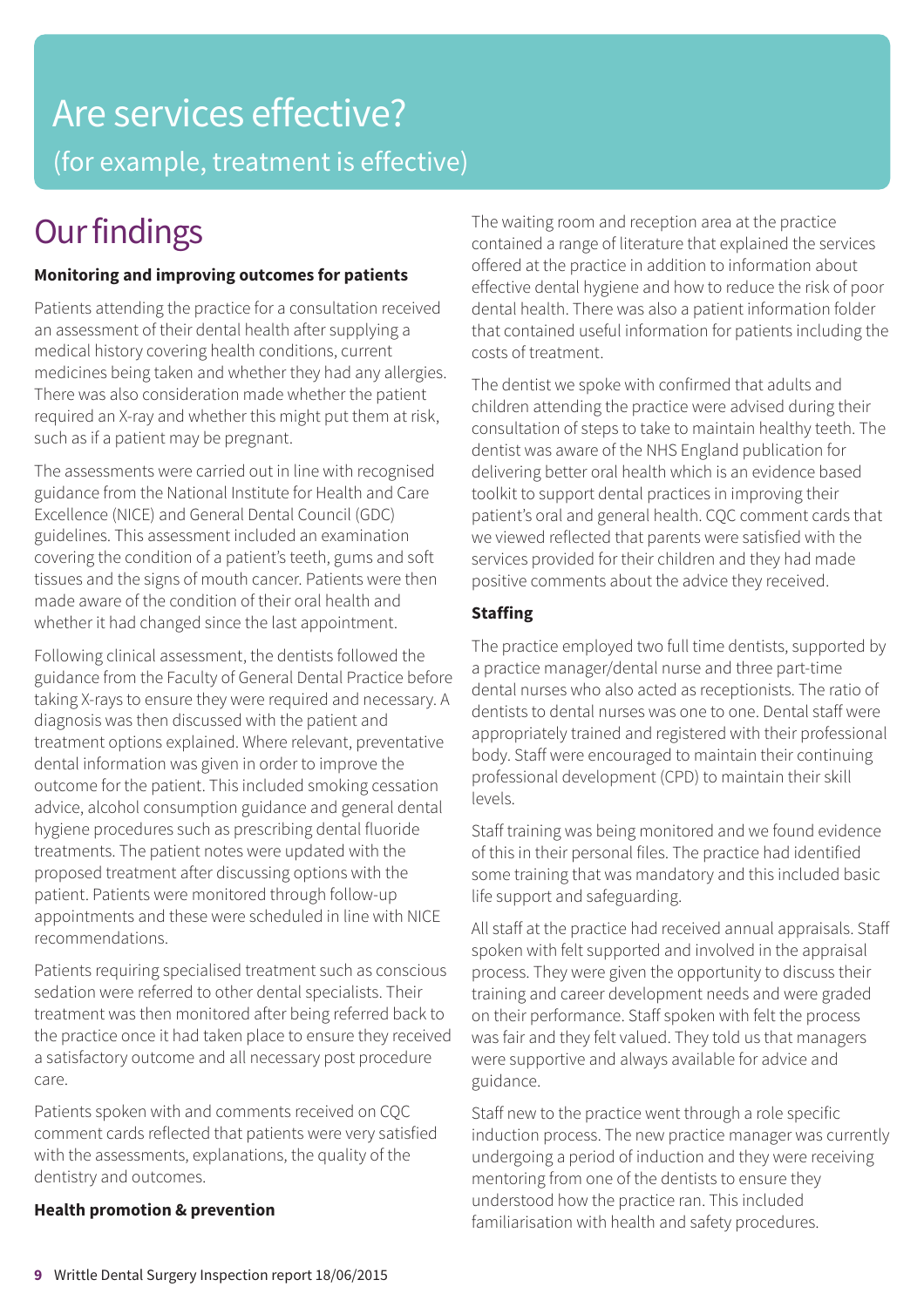# Are services effective?

(for example, treatment is effective)

## Our findings

**Monitoring and improving outcomes for patients**

Patients attending the practice for a consultation received an assessment of their dental health after supplying a medical history covering health conditions, current medicines being taken and whether they had any allergies. There was also consideration made whether the patient required an X-ray and whether this might put them at risk, such as if a patient may be pregnant.

The assessments were carried out in line with recognised guidance from the National Institute for Health and Care Excellence (NICE) and General Dental Council (GDC) guidelines. This assessment included an examination covering the condition of a patient's teeth, gums and soft tissues and the signs of mouth cancer. Patients were then made aware of the condition of their oral health and whether it had changed since the last appointment.

Following clinical assessment, the dentists followed the guidance from the Faculty of General Dental Practice before taking X-rays to ensure they were required and necessary. A diagnosis was then discussed with the patient and treatment options explained. Where relevant, preventative dental information was given in order to improve the outcome for the patient. This included smoking cessation advice, alcohol consumption guidance and general dental hygiene procedures such as prescribing dental fluoride treatments. The patient notes were updated with the proposed treatment after discussing options with the patient. Patients were monitored through follow-up appointments and these were scheduled in line with NICE recommendations.

Patients requiring specialised treatment such as conscious sedation were referred to other dental specialists. Their treatment was then monitored after being referred back to the practice once it had taken place to ensure they received a satisfactory outcome and all necessary post procedure care.

Patients spoken with and comments received on CQC comment cards reflected that patients were very satisfied with the assessments, explanations, the quality of the dentistry and outcomes.

**Health promotion & prevention**

The waiting room and reception area at the practice contained a range of literature that explained the services offered at the practice in addition to information about effective dental hygiene and how to reduce the risk of poor dental health. There was also a patient information folder that contained useful information for patients including the costs of treatment.

The dentist we spoke with confirmed that adults and children attending the practice were advised during their consultation of steps to take to maintain healthy teeth. The dentist was aware of the NHS England publication for delivering better oral health which is an evidence based toolkit to support dental practices in improving their patient's oral and general health. CQC comment cards that we viewed reflected that parents were satisfied with the services provided for their children and they had made positive comments about the advice they received.

**Staffing**

The practice employed two full time dentists, supported by a practice manager/dental nurse and three part-time dental nurses who also acted as receptionists. The ratio of dentists to dental nurses was one to one. Dental staff were appropriately trained and registered with their professional body. Staff were encouraged to maintain their continuing professional development (CPD) to maintain their skill levels.

Staff training was being monitored and we found evidence of this in their personal files. The practice had identified some training that was mandatory and this included basic life support and safeguarding.

All staff at the practice had received annual appraisals. Staff spoken with felt supported and involved in the appraisal process. They were given the opportunity to discuss their training and career development needs and were graded on their performance. Staff spoken with felt the process was fair and they felt valued. They told us that managers were supportive and always available for advice and guidance.

Staff new to the practice went through a role specific induction process. The new practice manager was currently undergoing a period of induction and they were receiving mentoring from one of the dentists to ensure they understood how the practice ran. This included familiarisation with health and safety procedures.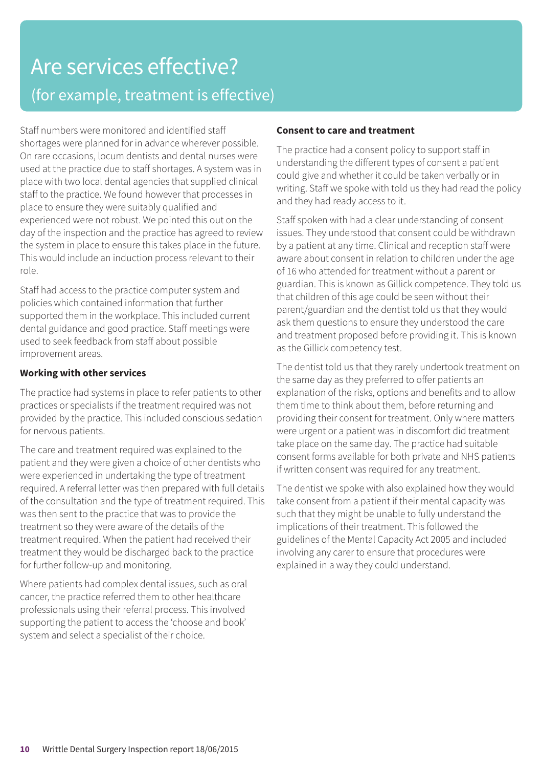# Are services effective?

## (for example, treatment is effective)

Staff numbers were monitored and identified staff shortages were planned for in advance wherever possible. On rare occasions, locum dentists and dental nurses were used at the practice due to staff shortages. A system was in place with two local dental agencies that supplied clinical staff to the practice. We found however that processes in place to ensure they were suitably qualified and experienced were not robust. We pointed this out on the day of the inspection and the practice has agreed to review the system in place to ensure this takes place in the future. This would include an induction process relevant to their role.

Staff had access to the practice computer system and policies which contained information that further supported them in the workplace. This included current dental guidance and good practice. Staff meetings were used to seek feedback from staff about possible improvement areas.

**Working with other services**

The practice had systems in place to refer patients to other practices or specialists if the treatment required was not provided by the practice. This included conscious sedation for nervous patients.

The care and treatment required was explained to the patient and they were given a choice of other dentists who were experienced in undertaking the type of treatment required. A referral letter was then prepared with full details of the consultation and the type of treatment required. This was then sent to the practice that was to provide the treatment so they were aware of the details of the treatment required. When the patient had received their treatment they would be discharged back to the practice for further follow-up and monitoring.

Where patients had complex dental issues, such as oral cancer, the practice referred them to other healthcare professionals using their referral process. This involved supporting the patient to access the 'choose and book' system and select a specialist of their choice.

**Consent to care and treatment**

The practice had a consent policy to support staff in understanding the different types of consent a patient could give and whether it could be taken verbally or in writing. Staff we spoke with told us they had read the policy and they had ready access to it.

Staff spoken with had a clear understanding of consent issues. They understood that consent could be withdrawn by a patient at any time. Clinical and reception staff were aware about consent in relation to children under the age of 16 who attended for treatment without a parent or guardian. This is known as Gillick competence. They told us that children of this age could be seen without their parent/guardian and the dentist told us that they would ask them questions to ensure they understood the care and treatment proposed before providing it. This is known as the Gillick competency test.

The dentist told us that they rarely undertook treatment on the same day as they preferred to offer patients an explanation of the risks, options and benefits and to allow them time to think about them, before returning and providing their consent for treatment. Only where matters were urgent or a patient was in discomfort did treatment take place on the same day. The practice had suitable consent forms available for both private and NHS patients if written consent was required for any treatment.

The dentist we spoke with also explained how they would take consent from a patient if their mental capacity was such that they might be unable to fully understand the implications of their treatment. This followed the guidelines of the Mental Capacity Act 2005 and included involving any carer to ensure that procedures were explained in a way they could understand.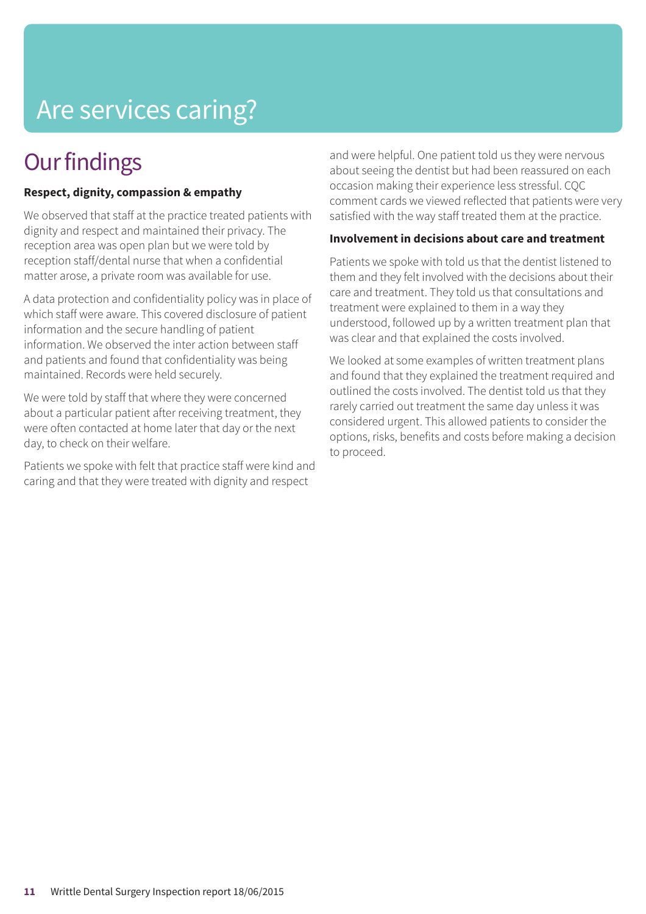# Are services caring?

## Our findings

**Respect, dignity, compassion & empathy**

We observed that staff at the practice treated patients with dignity and respect and maintained their privacy. The reception area was open plan but we were told by reception staff/dental nurse that when a confidential matter arose, a private room was available for use.

A data protection and confidentiality policy was in place of which staff were aware. This covered disclosure of patient information and the secure handling of patient information. We observed the inter action between staff and patients and found that confidentiality was being maintained. Records were held securely.

We were told by staff that where they were concerned about a particular patient after receiving treatment, they were often contacted at home later that day or the next day, to check on their welfare.

Patients we spoke with felt that practice staff were kind and caring and that they were treated with dignity and respect and were helpful. One patient told us they were nervous about seeing the dentist but had been reassured on each occasion making their experience less stressful. CQC comment cards we viewed reflected that patients were very satisfied with the way staff treated them at the practice.

**Involvement in decisions about care and treatment**

Patients we spoke with told us that the dentist listened to them and they felt involved with the decisions about their care and treatment. They told us that consultations and treatment were explained to them in a way they understood, followed up by a written treatment plan that was clear and that explained the costs involved.

We looked at some examples of written treatment plans and found that they explained the treatment required and outlined the costs involved. The dentist told us that they rarely carried out treatment the same day unless it was considered urgent. This allowed patients to consider the options, risks, benefits and costs before making a decision to proceed.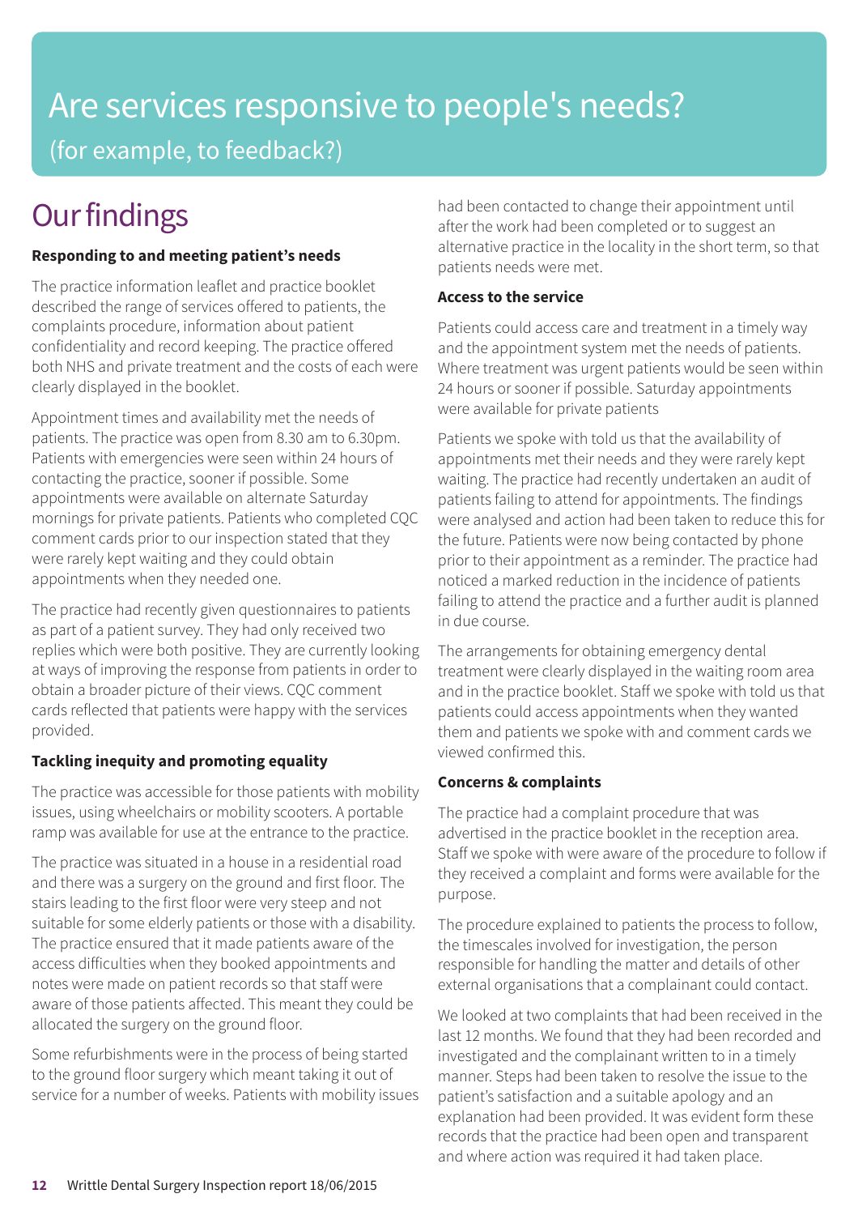# Are services responsive to people's needs?

(for example, to feedback?)

## Our findings

**Responding to and meeting patient's needs**

The practice information leaflet and practice booklet described the range of services offered to patients, the complaints procedure, information about patient confidentiality and record keeping. The practice offered both NHS and private treatment and the costs of each were clearly displayed in the booklet.

Appointment times and availability met the needs of patients. The practice was open from 8.30 am to 6.30pm. Patients with emergencies were seen within 24 hours of contacting the practice, sooner if possible. Some appointments were available on alternate Saturday mornings for private patients. Patients who completed CQC comment cards prior to our inspection stated that they were rarely kept waiting and they could obtain appointments when they needed one.

The practice had recently given questionnaires to patients as part of a patient survey. They had only received two replies which were both positive. They are currently looking at ways of improving the response from patients in order to obtain a broader picture of their views. CQC comment cards reflected that patients were happy with the services provided.

**Tackling inequity and promoting equality**

The practice was accessible for those patients with mobility issues, using wheelchairs or mobility scooters. A portable ramp was available for use at the entrance to the practice.

The practice was situated in a house in a residential road and there was a surgery on the ground and first floor. The stairs leading to the first floor were very steep and not suitable for some elderly patients or those with a disability. The practice ensured that it made patients aware of the access difficulties when they booked appointments and notes were made on patient records so that staff were aware of those patients affected. This meant they could be allocated the surgery on the ground floor.

Some refurbishments were in the process of being started to the ground floor surgery which meant taking it out of service for a number of weeks. Patients with mobility issues had been contacted to change their appointment until after the work had been completed or to suggest an alternative practice in the locality in the short term, so that patients needs were met.

**Access to the service**

Patients could access care and treatment in a timely way and the appointment system met the needs of patients. Where treatment was urgent patients would be seen within 24 hours or sooner if possible. Saturday appointments were available for private patients

Patients we spoke with told us that the availability of appointments met their needs and they were rarely kept waiting. The practice had recently undertaken an audit of patients failing to attend for appointments. The findings were analysed and action had been taken to reduce this for the future. Patients were now being contacted by phone prior to their appointment as a reminder. The practice had noticed a marked reduction in the incidence of patients failing to attend the practice and a further audit is planned in due course.

The arrangements for obtaining emergency dental treatment were clearly displayed in the waiting room area and in the practice booklet. Staff we spoke with told us that patients could access appointments when they wanted them and patients we spoke with and comment cards we viewed confirmed this.

**Concerns & complaints**

The practice had a complaint procedure that was advertised in the practice booklet in the reception area. Staff we spoke with were aware of the procedure to follow if they received a complaint and forms were available for the purpose.

The procedure explained to patients the process to follow, the timescales involved for investigation, the person responsible for handling the matter and details of other external organisations that a complainant could contact.

We looked at two complaints that had been received in the last 12 months. We found that they had been recorded and investigated and the complainant written to in a timely manner. Steps had been taken to resolve the issue to the patient's satisfaction and a suitable apology and an explanation had been provided. It was evident form these records that the practice had been open and transparent and where action was required it had taken place.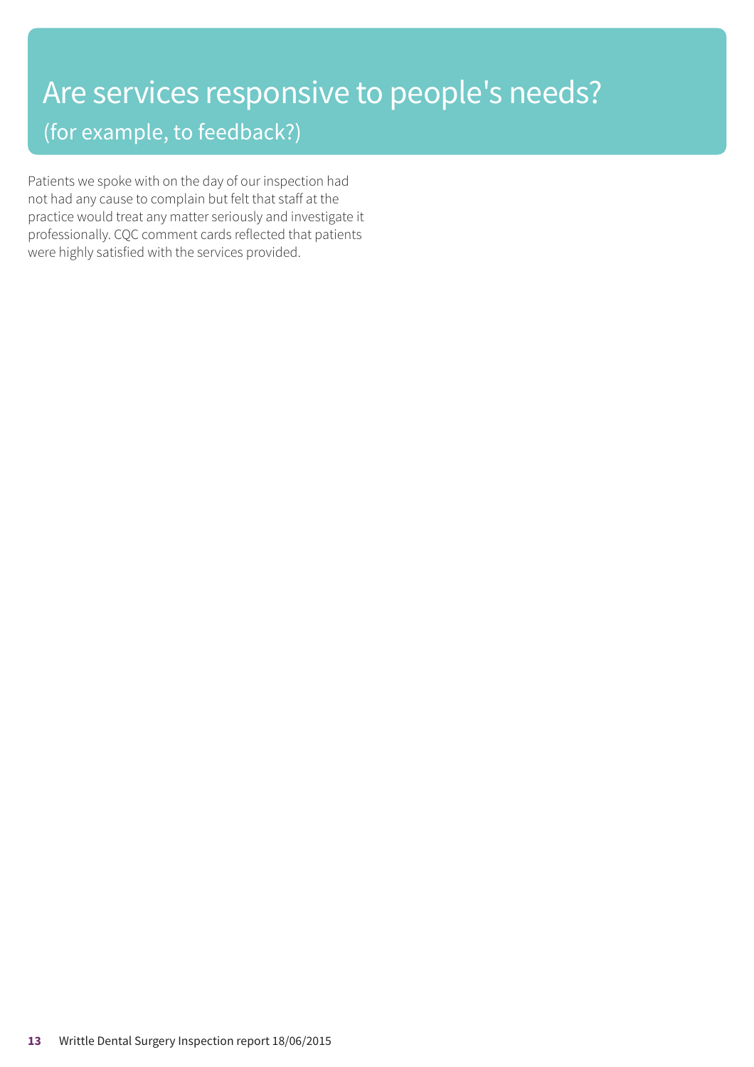# Are services responsive to people's needs?

## (for example, to feedback?)

Patients we spoke with on the day of our inspection had not had any cause to complain but felt that staff at the practice would treat any matter seriously and investigate it professionally. CQC comment cards reflected that patients were highly satisfied with the services provided.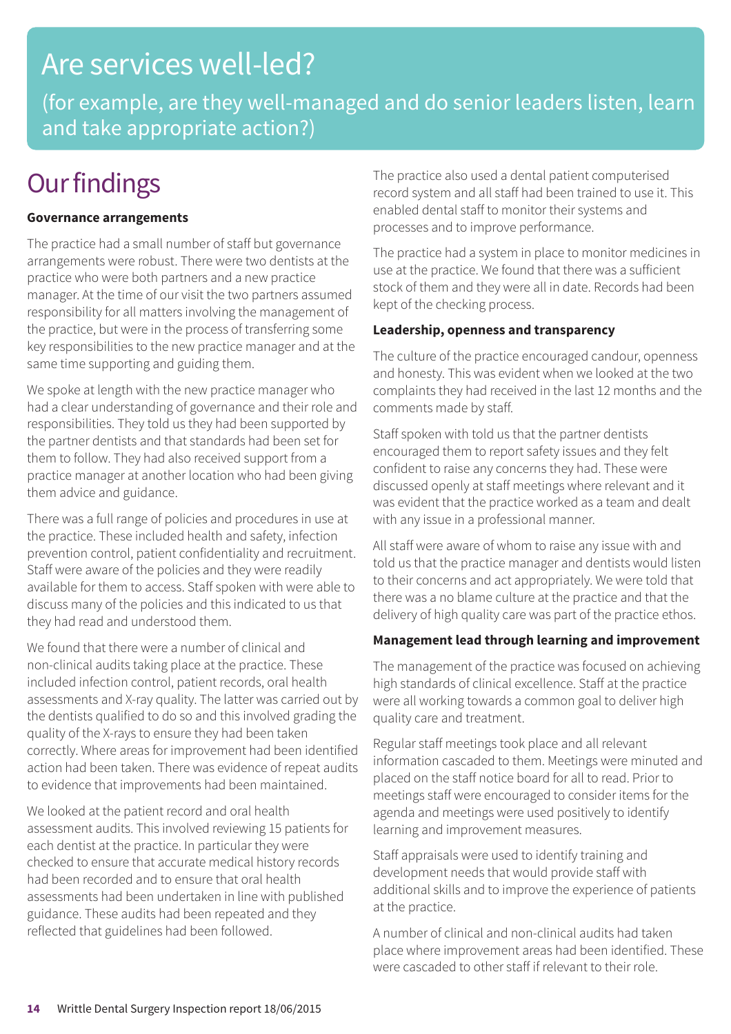# Are services well-led?

(for example, are they well-managed and do senior leaders listen, learn and take appropriate action?)

## Our findings

**Governance arrangements**

The practice had a small number of staff but governance arrangements were robust. There were two dentists at the practice who were both partners and a new practice manager. At the time of our visit the two partners assumed responsibility for all matters involving the management of the practice, but were in the process of transferring some key responsibilities to the new practice manager and at the same time supporting and guiding them.

We spoke at length with the new practice manager who had a clear understanding of governance and their role and responsibilities. They told us they had been supported by the partner dentists and that standards had been set for them to follow. They had also received support from a practice manager at another location who had been giving them advice and guidance.

There was a full range of policies and procedures in use at the practice. These included health and safety, infection prevention control, patient confidentiality and recruitment. Staff were aware of the policies and they were readily available for them to access. Staff spoken with were able to discuss many of the policies and this indicated to us that they had read and understood them.

We found that there were a number of clinical and non-clinical audits taking place at the practice. These included infection control, patient records, oral health assessments and X-ray quality. The latter was carried out by the dentists qualified to do so and this involved grading the quality of the X-rays to ensure they had been taken correctly. Where areas for improvement had been identified action had been taken. There was evidence of repeat audits to evidence that improvements had been maintained.

We looked at the patient record and oral health assessment audits. This involved reviewing 15 patients for each dentist at the practice. In particular they were checked to ensure that accurate medical history records had been recorded and to ensure that oral health assessments had been undertaken in line with published guidance. These audits had been repeated and they reflected that guidelines had been followed.

The practice also used a dental patient computerised record system and all staff had been trained to use it. This enabled dental staff to monitor their systems and processes and to improve performance.

The practice had a system in place to monitor medicines in use at the practice. We found that there was a sufficient stock of them and they were all in date. Records had been kept of the checking process.

**Leadership, openness and transparency**

The culture of the practice encouraged candour, openness and honesty. This was evident when we looked at the two complaints they had received in the last 12 months and the comments made by staff.

Staff spoken with told us that the partner dentists encouraged them to report safety issues and they felt confident to raise any concerns they had. These were discussed openly at staff meetings where relevant and it was evident that the practice worked as a team and dealt with any issue in a professional manner.

All staff were aware of whom to raise any issue with and told us that the practice manager and dentists would listen to their concerns and act appropriately. We were told that there was a no blame culture at the practice and that the delivery of high quality care was part of the practice ethos.

**Management lead through learning and improvement**

The management of the practice was focused on achieving high standards of clinical excellence. Staff at the practice were all working towards a common goal to deliver high quality care and treatment.

Regular staff meetings took place and all relevant information cascaded to them. Meetings were minuted and placed on the staff notice board for all to read. Prior to meetings staff were encouraged to consider items for the agenda and meetings were used positively to identify learning and improvement measures.

Staff appraisals were used to identify training and development needs that would provide staff with additional skills and to improve the experience of patients at the practice.

A number of clinical and non-clinical audits had taken place where improvement areas had been identified. These were cascaded to other staff if relevant to their role.